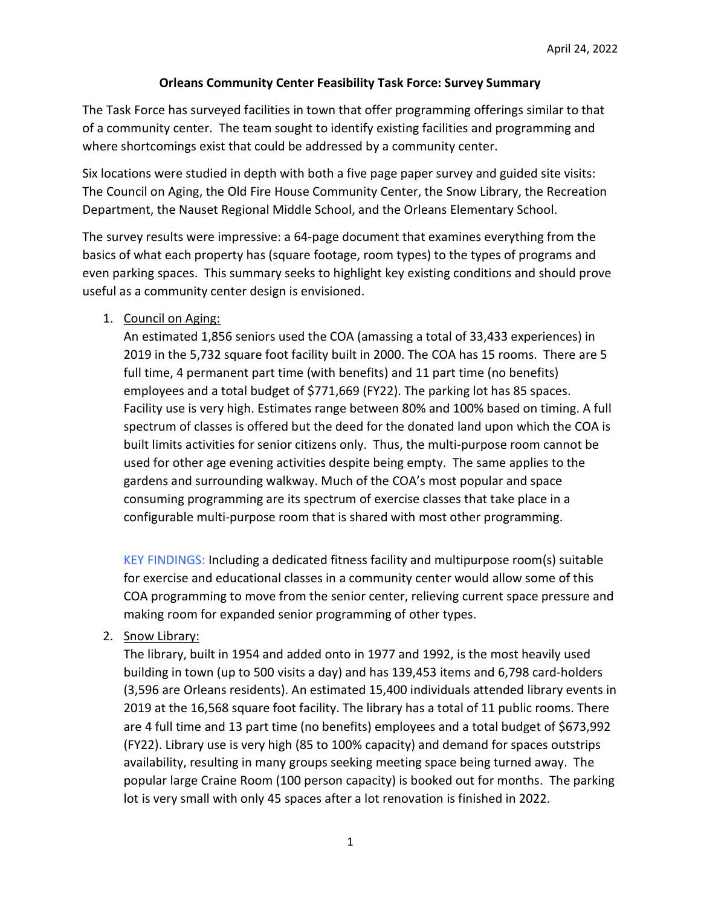April 24, 2022

## Orleans Community Center Feasibility Task Force: Survey Summary

The Task Force has surveyed facilities in town that offer programming offerings similar to that of a community center. The team sought to identify existing facilities and programming and where shortcomings exist that could be addressed by a community center.

Six locations were studied in depth with both a five page paper survey and guided site visits: The Council on Aging, the Old Fire House Community Center, the Snow Library, the Recreation Department, the Nauset Regional Middle School, and the Orleans Elementary School.

The survey results were impressive: a 64-page document that examines everything from the basics of what each property has (square footage, room types) to the types of programs and even parking spaces. This summary seeks to highlight key existing conditions and should prove useful as a community center design is envisioned.

1. Council on Aging:
   An estimated 1,856 seniors used the COA (amassing a total of 33,433 experiences) in 2019 in the 5,732 square foot facility built in 2000. The COA has 15 rooms. There are 5 full time, 4 permanent part time (with benefits) and 11 part time (no benefits) employees and a total budget of $771,669 (FY22). The parking lot has 85 spaces. Facility use is very high. Estimates range between 80% and 100% based on timing. A full spectrum of classes is offered but the deed for the donated land upon which the COA is built limits activities for senior citizens only. Thus, the multi-purpose room cannot be used for other age evening activities despite being empty. The same applies to the gardens and surrounding walkway. Much of the COA's most popular and space consuming programming are its spectrum of exercise classes that take place in a configurable multi-purpose room that is shared with most other programming.

   KEY FINDINGS: Including a dedicated fitness facility and multipurpose room(s) suitable for exercise and educational classes in a community center would allow some of this COA programming to move from the senior center, relieving current space pressure and making room for expanded senior programming of other types.

2. Snow Library:
   The library, built in 1954 and added onto in 1977 and 1992, is the most heavily used building in town (up to 500 visits a day) and has 139,453 items and 6,798 card-holders (3,596 are Orleans residents). An estimated 15,400 individuals attended library events in 2019 at the 16,568 square foot facility. The library has a total of 11 public rooms. There are 4 full time and 13 part time (no benefits) employees and a total budget of $673,992 (FY22). Library use is very high (85 to 100% capacity) and demand for spaces outstrips availability, resulting in many groups seeking meeting space being turned away. The popular large Craine Room (100 person capacity) is booked out for months. The parking lot is very small with only 45 spaces after a lot renovation is finished in 2022.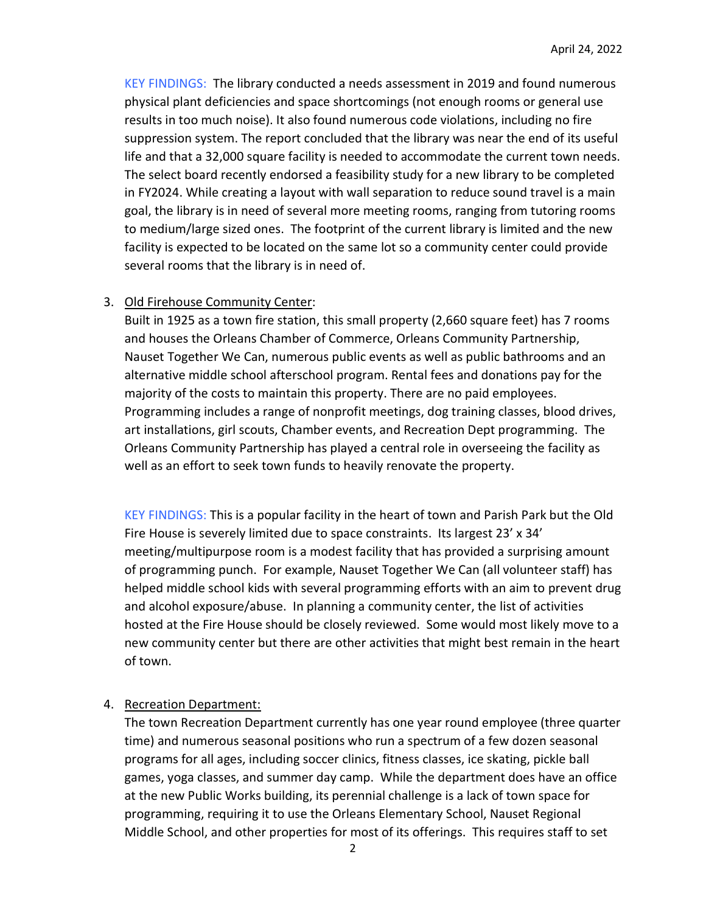KEY FINDINGS: The library conducted a needs assessment in 2019 and found numerous physical plant deficiencies and space shortcomings (not enough rooms or general use results in too much noise). It also found numerous code violations, including no fire suppression system. The report concluded that the library was near the end of its useful life and that a 32,000 square facility is needed to accommodate the current town needs. The select board recently endorsed a feasibility study for a new library to be completed in FY2024. While creating a layout with wall separation to reduce sound travel is a main goal, the library is in need of several more meeting rooms, ranging from tutoring rooms to medium/large sized ones. The footprint of the current library is limited and the new facility is expected to be located on the same lot so a community center could provide several rooms that the library is in need of.

3. Old Firehouse Community Center:
   Built in 1925 as a town fire station, this small property (2,660 square feet) has 7 rooms and houses the Orleans Chamber of Commerce, Orleans Community Partnership, Nauset Together We Can, numerous public events as well as public bathrooms and an alternative middle school afterschool program. Rental fees and donations pay for the majority of the costs to maintain this property. There are no paid employees. Programming includes a range of nonprofit meetings, dog training classes, blood drives, art installations, girl scouts, Chamber events, and Recreation Dept programming. The Orleans Community Partnership has played a central role in overseeing the facility as well as an effort to seek town funds to heavily renovate the property.

   KEY FINDINGS: This is a popular facility in the heart of town and Parish Park but the Old Fire House is severely limited due to space constraints. Its largest 23' x 34' meeting/multipurpose room is a modest facility that has provided a surprising amount of programming punch. For example, Nauset Together We Can (all volunteer staff) has helped middle school kids with several programming efforts with an aim to prevent drug and alcohol exposure/abuse. In planning a community center, the list of activities hosted at the Fire House should be closely reviewed. Some would most likely move to a new community center but there are other activities that might best remain in the heart of town.

4. Recreation Department:
   The town Recreation Department currently has one year round employee (three quarter time) and numerous seasonal positions who run a spectrum of a few dozen seasonal programs for all ages, including soccer clinics, fitness classes, ice skating, pickle ball games, yoga classes, and summer day camp. While the department does have an office at the new Public Works building, its perennial challenge is a lack of town space for programming, requiring it to use the Orleans Elementary School, Nauset Regional Middle School, and other properties for most of its offerings. This requires staff to set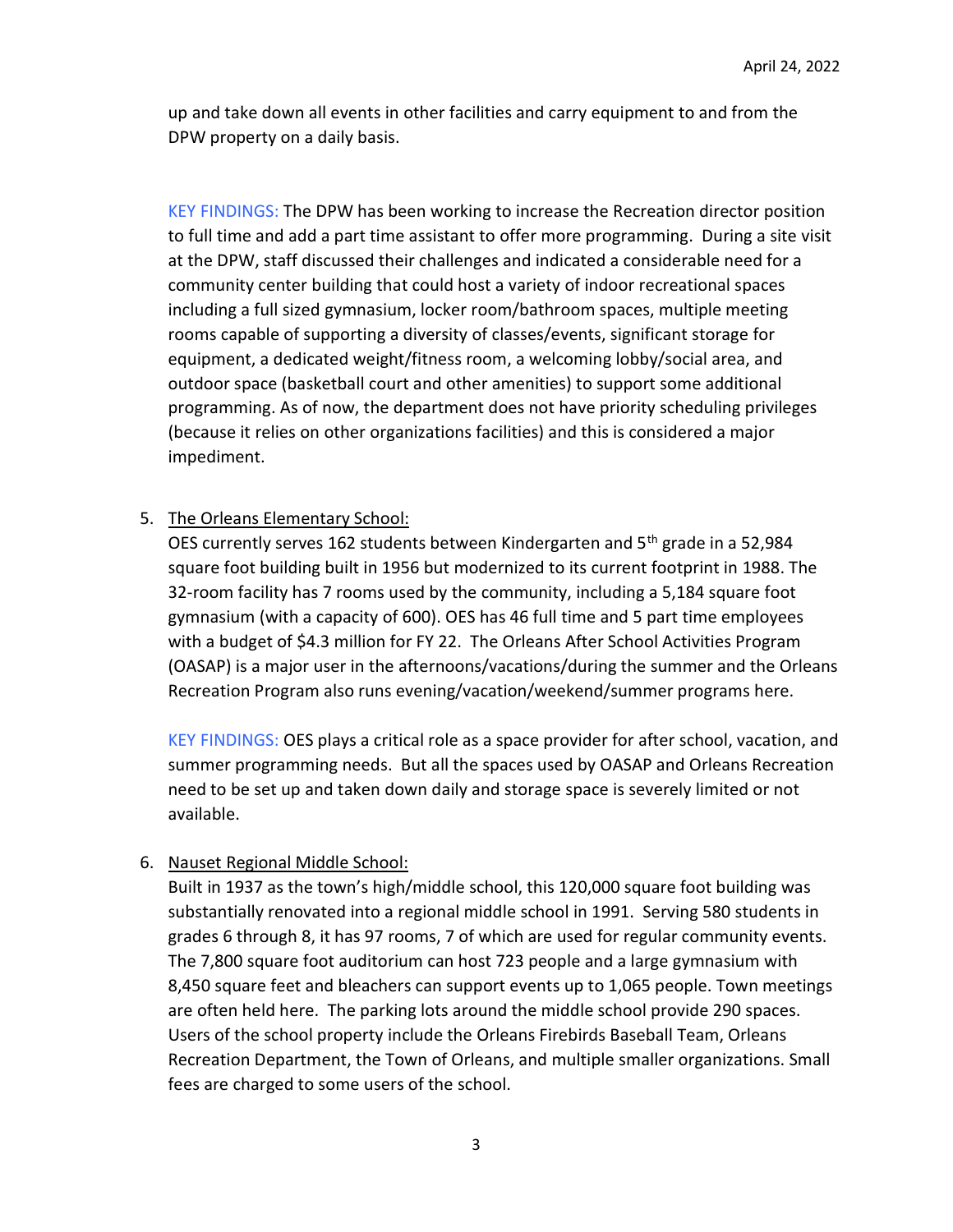up and take down all events in other facilities and carry equipment to and from the DPW property on a daily basis.

KEY FINDINGS: The DPW has been working to increase the Recreation director position to full time and add a part time assistant to offer more programming. During a site visit at the DPW, staff discussed their challenges and indicated a considerable need for a community center building that could host a variety of indoor recreational spaces including a full sized gymnasium, locker room/bathroom spaces, multiple meeting rooms capable of supporting a diversity of classes/events, significant storage for equipment, a dedicated weight/fitness room, a welcoming lobby/social area, and outdoor space (basketball court and other amenities) to support some additional programming. As of now, the department does not have priority scheduling privileges (because it relies on other organizations facilities) and this is considered a major impediment.

5. The Orleans Elementary School:
   OES currently serves 162 students between Kindergarten and 5th grade in a 52,984 square foot building built in 1956 but modernized to its current footprint in 1988. The 32-room facility has 7 rooms used by the community, including a 5,184 square foot gymnasium (with a capacity of 600). OES has 46 full time and 5 part time employees with a budget of $4.3 million for FY 22. The Orleans After School Activities Program (OASAP) is a major user in the afternoons/vacations/during the summer and the Orleans Recreation Program also runs evening/vacation/weekend/summer programs here.

   KEY FINDINGS: OES plays a critical role as a space provider for after school, vacation, and summer programming needs. But all the spaces used by OASAP and Orleans Recreation need to be set up and taken down daily and storage space is severely limited or not available.

6. Nauset Regional Middle School:
   Built in 1937 as the town's high/middle school, this 120,000 square foot building was substantially renovated into a regional middle school in 1991. Serving 580 students in grades 6 through 8, it has 97 rooms, 7 of which are used for regular community events. The 7,800 square foot auditorium can host 723 people and a large gymnasium with 8,450 square feet and bleachers can support events up to 1,065 people. Town meetings are often held here. The parking lots around the middle school provide 290 spaces. Users of the school property include the Orleans Firebirds Baseball Team, Orleans Recreation Department, the Town of Orleans, and multiple smaller organizations. Small fees are charged to some users of the school.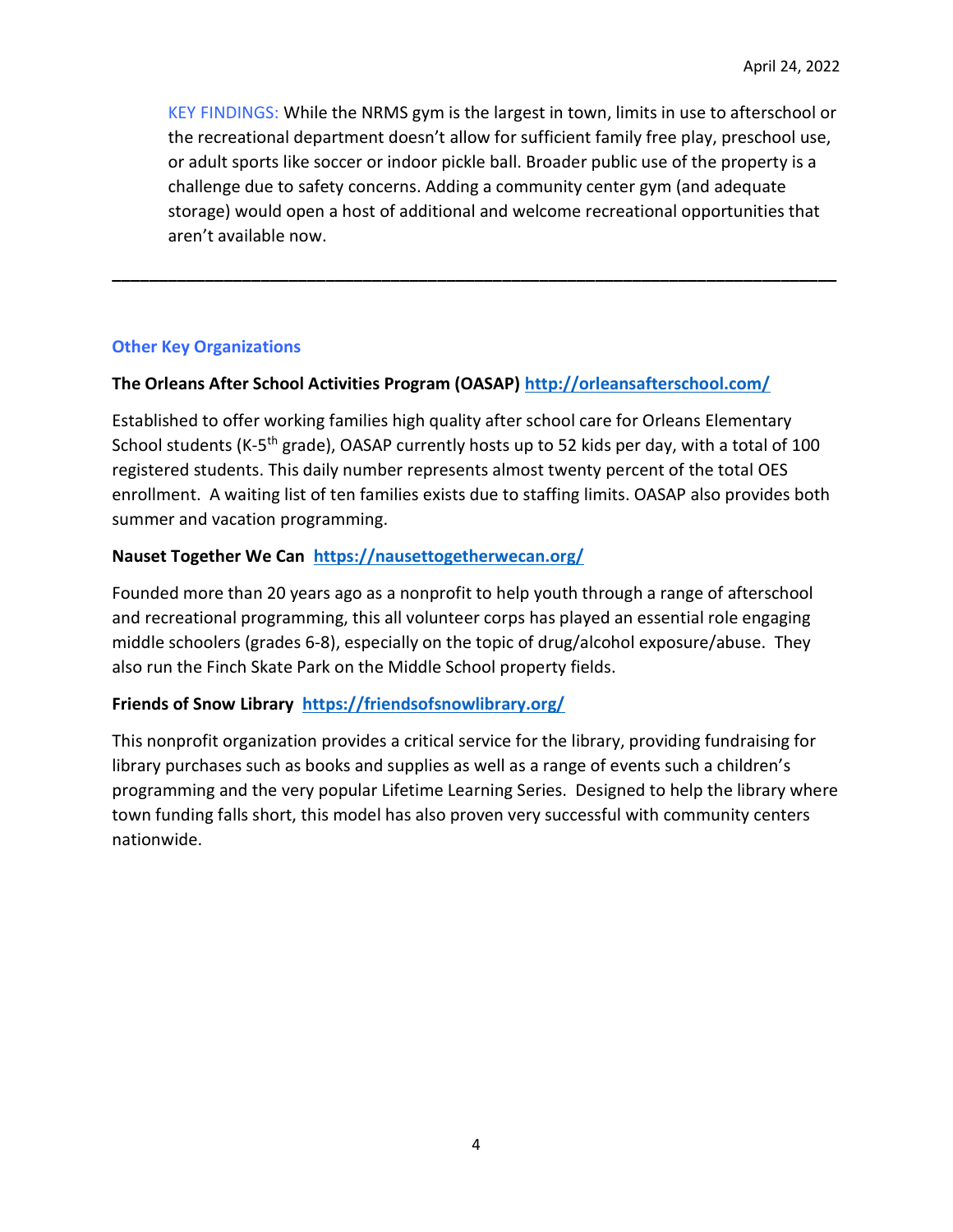KEY FINDINGS: While the NRMS gym is the largest in town, limits in use to afterschool or the recreational department doesn't allow for sufficient family free play, preschool use, or adult sports like soccer or indoor pickle ball. Broader public use of the property is a challenge due to safety concerns. Adding a community center gym (and adequate storage) would open a host of additional and welcome recreational opportunities that aren't available now.

---

### Other Key Organizations

**The Orleans After School Activities Program (OASAP)** [http://orleansafterschool.com/](http://orleansafterschool.com/)

Established to offer working families high quality after school care for Orleans Elementary School students (K-5th grade), OASAP currently hosts up to 52 kids per day, with a total of 100 registered students. This daily number represents almost twenty percent of the total OES enrollment. A waiting list of ten families exists due to staffing limits. OASAP also provides both summer and vacation programming.

**Nauset Together We Can** [https://nausettogetherwecan.org/](https://nausettogetherwecan.org/)

Founded more than 20 years ago as a nonprofit to help youth through a range of afterschool and recreational programming, this all volunteer corps has played an essential role engaging middle schoolers (grades 6-8), especially on the topic of drug/alcohol exposure/abuse. They also run the Finch Skate Park on the Middle School property fields.

**Friends of Snow Library** [https://friendsofsnowlibrary.org/](https://friendsofsnowlibrary.org/)

This nonprofit organization provides a critical service for the library, providing fundraising for library purchases such as books and supplies as well as a range of events such a children's programming and the very popular Lifetime Learning Series. Designed to help the library where town funding falls short, this model has also proven very successful with community centers nationwide.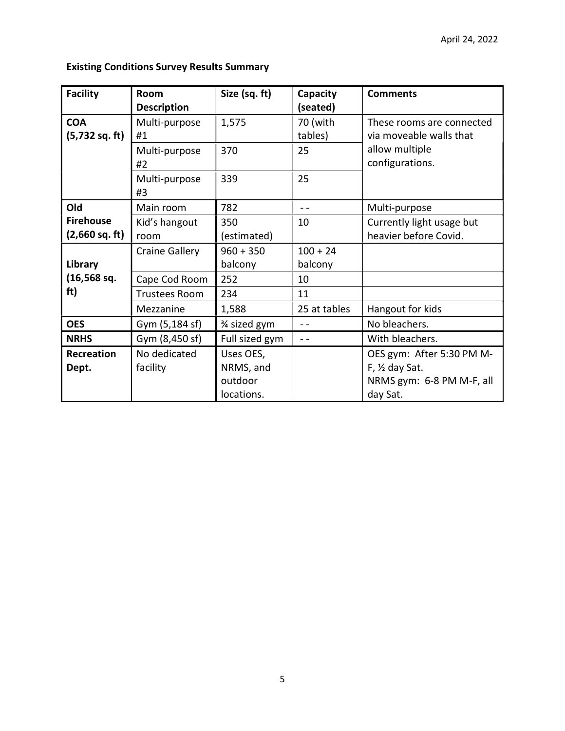April 24, 2022

**Existing Conditions Survey Results Summary**

| Facility | Room Description | Size (sq. ft) | Capacity (seated) | Comments |
|---|---|---|---|---|
| **COA (5,732 sq. ft)** | Multi-purpose #1 | 1,575 | 70 (with tables) | These rooms are connected via moveable walls that allow multiple configurations. |
| | Multi-purpose #2 | 370 | 25 | |
| | Multi-purpose #3 | 339 | 25 | |
| **Old Firehouse (2,660 sq. ft)** | Main room | 782 | - - | Multi-purpose |
| | Kid's hangout room | 350 (estimated) | 10 | Currently light usage but heavier before Covid. |
| **Library (16,568 sq. ft)** | Craine Gallery | 960 + 350 balcony | 100 + 24 balcony | |
| | Cape Cod Room | 252 | 10 | |
| | Trustees Room | 234 | 11 | |
| | Mezzanine | 1,588 | 25 at tables | Hangout for kids |
| **OES** | Gym (5,184 sf) | ¾ sized gym | - - | No bleachers. |
| **NRHS** | Gym (8,450 sf) | Full sized gym | - - | With bleachers. |
| **Recreation Dept.** | No dedicated facility | Uses OES, NRMS, and outdoor locations. | | OES gym: After 5:30 PM M-F, ½ day Sat. NRMS gym: 6-8 PM M-F, all day Sat. |